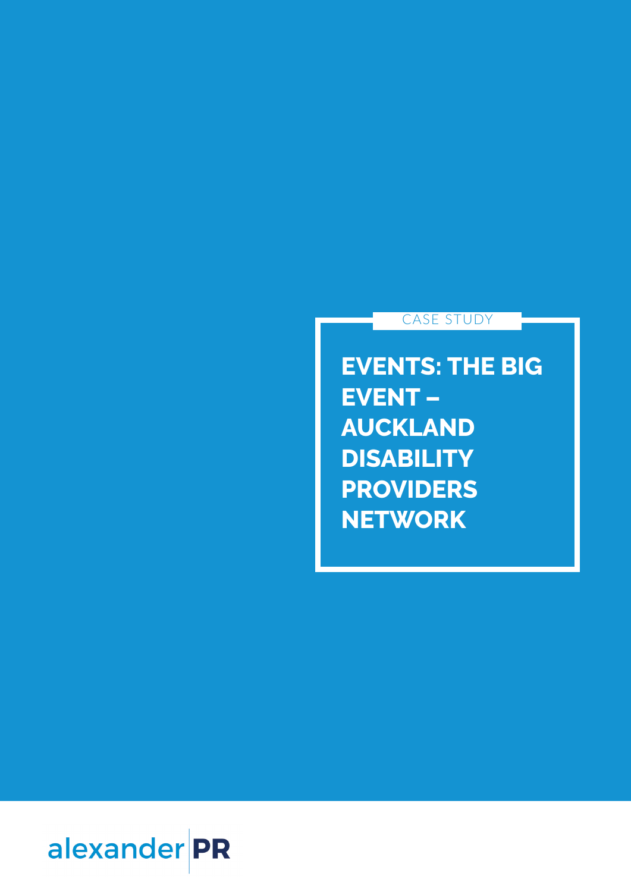CASE STUDY

# EVENTS: THE BIG EVENT – AUCKLAND DISABILITY PROVIDERS NETWORK

alexander PR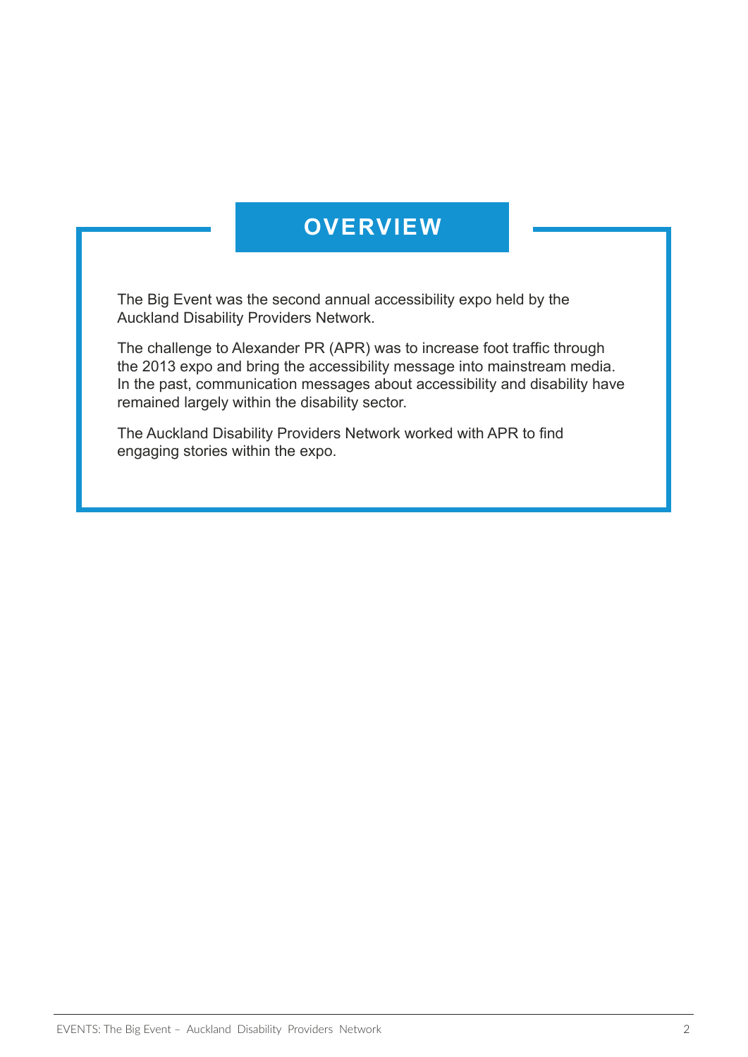## OVERVIEW

The Big Event was the second annual accessibility expo held by the Auckland Disability Providers Network.

The challenge to Alexander PR (APR) was to increase foot traffic through the 2013 expo and bring the accessibility message into mainstream media. In the past, communication messages about accessibility and disability have remained largely within the disability sector.

The Auckland Disability Providers Network worked with APR to find engaging stories within the expo.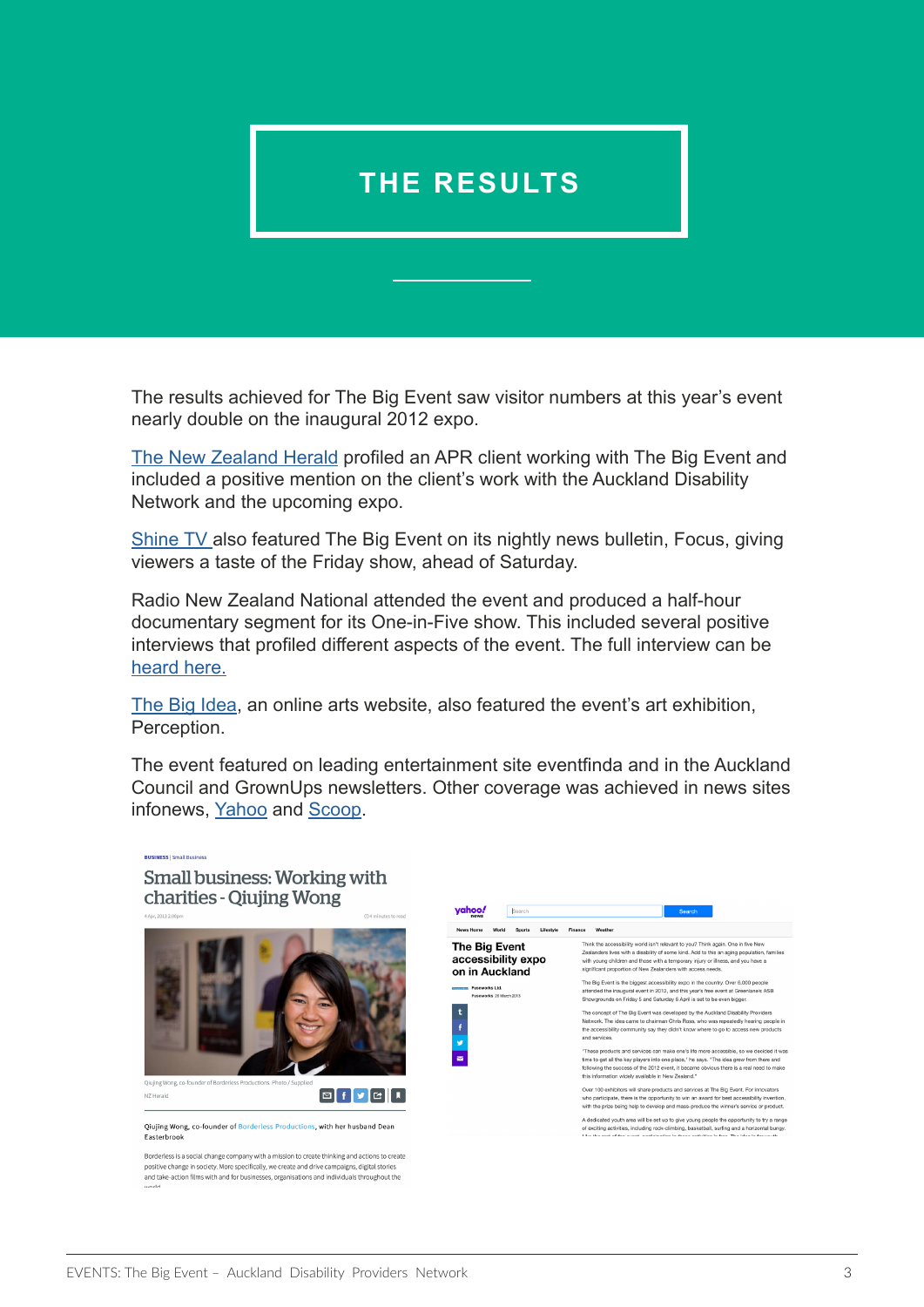# THE RESULTS

The results achieved for The Big Event saw visitor numbers at this year's event nearly double on the inaugural 2012 expo.

The New Zealand Herald profiled an APR client working with The Big Event and included a positive mention on the client's work with the Auckland Disability Network and the upcoming expo.

Shine TV also featured The Big Event on its nightly news bulletin, Focus, giving viewers a taste of the Friday show, ahead of Saturday.

Radio New Zealand National attended the event and produced a half-hour documentary segment for its One-in-Five show. This included several positive interviews that profiled different aspects of the event. The full interview can be heard here.

The Big Idea, an online arts website, also featured the event's art exhibition, Perception.

The event featured on leading entertainment site eventfinda and in the Auckland Council and GrownUps newsletters. Other coverage was achieved in news sites infonews, Yahoo and Scoop.